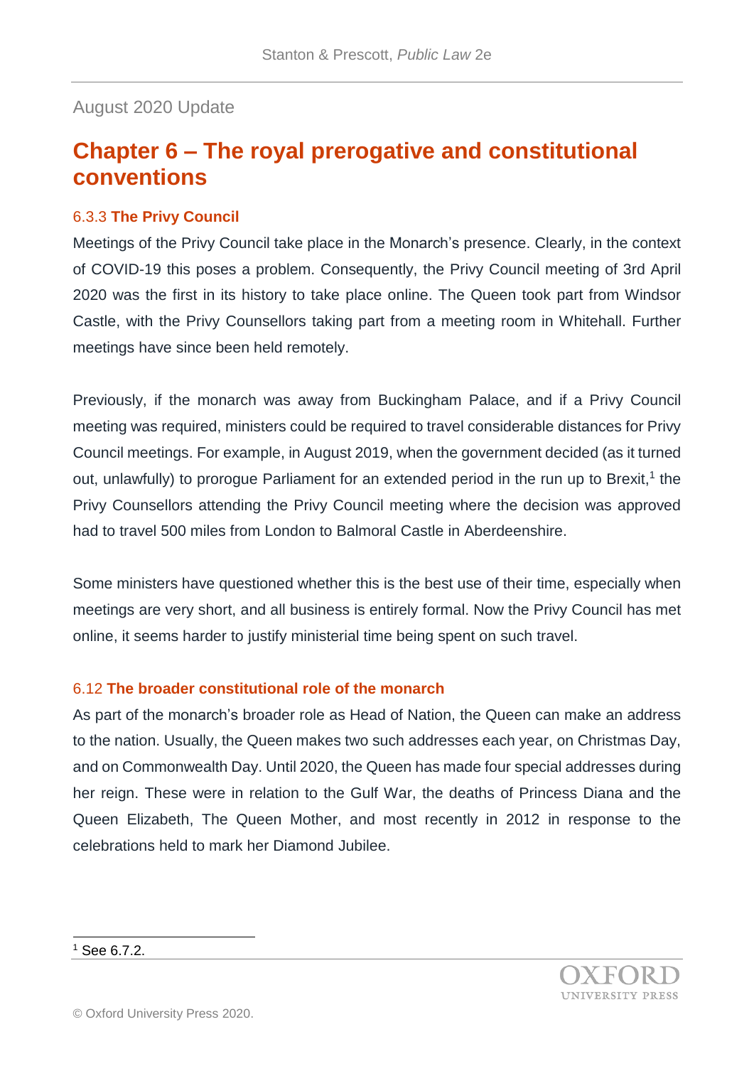August 2020 Update

# Chapter 6 – The royal prerogative and constitutional conventions

### 6.3.3 **The Privy Council**

Meetings of the Privy Council take place in the Monarch's presence. Clearly, in the context of COVID-19 this poses a problem. Consequently, the Privy Council meeting of 3rd April 2020 was the first in its history to take place online. The Queen took part from Windsor Castle, with the Privy Counsellors taking part from a meeting room in Whitehall. Further meetings have since been held remotely.

Previously, if the monarch was away from Buckingham Palace, and if a Privy Council meeting was required, ministers could be required to travel considerable distances for Privy Council meetings. For example, in August 2019, when the government decided (as it turned out, unlawfully) to prorogue Parliament for an extended period in the run up to Brexit,[1] the Privy Counsellors attending the Privy Council meeting where the decision was approved had to travel 500 miles from London to Balmoral Castle in Aberdeenshire.

Some ministers have questioned whether this is the best use of their time, especially when meetings are very short, and all business is entirely formal. Now the Privy Council has met online, it seems harder to justify ministerial time being spent on such travel.

### 6.12 **The broader constitutional role of the monarch**

As part of the monarch's broader role as Head of Nation, the Queen can make an address to the nation. Usually, the Queen makes two such addresses each year, on Christmas Day, and on Commonwealth Day. Until 2020, the Queen has made four special addresses during her reign. These were in relation to the Gulf War, the deaths of Princess Diana and the Queen Elizabeth, The Queen Mother, and most recently in 2012 in response to the celebrations held to mark her Diamond Jubilee.

---

[1] See 6.7.2.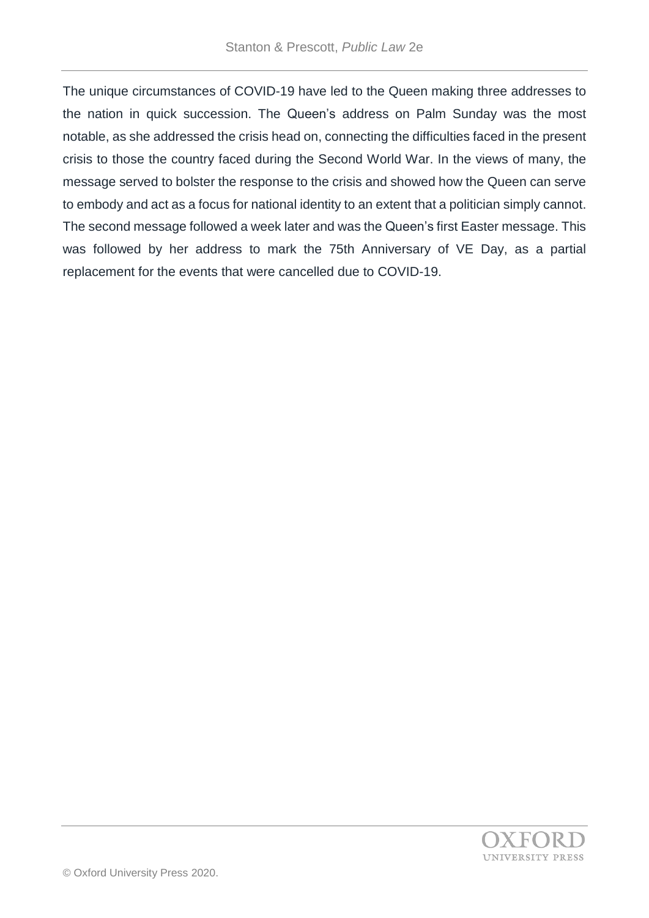The unique circumstances of COVID-19 have led to the Queen making three addresses to the nation in quick succession. The Queen's address on Palm Sunday was the most notable, as she addressed the crisis head on, connecting the difficulties faced in the present crisis to those the country faced during the Second World War. In the views of many, the message served to bolster the response to the crisis and showed how the Queen can serve to embody and act as a focus for national identity to an extent that a politician simply cannot. The second message followed a week later and was the Queen's first Easter message. This was followed by her address to mark the 75th Anniversary of VE Day, as a partial replacement for the events that were cancelled due to COVID-19.